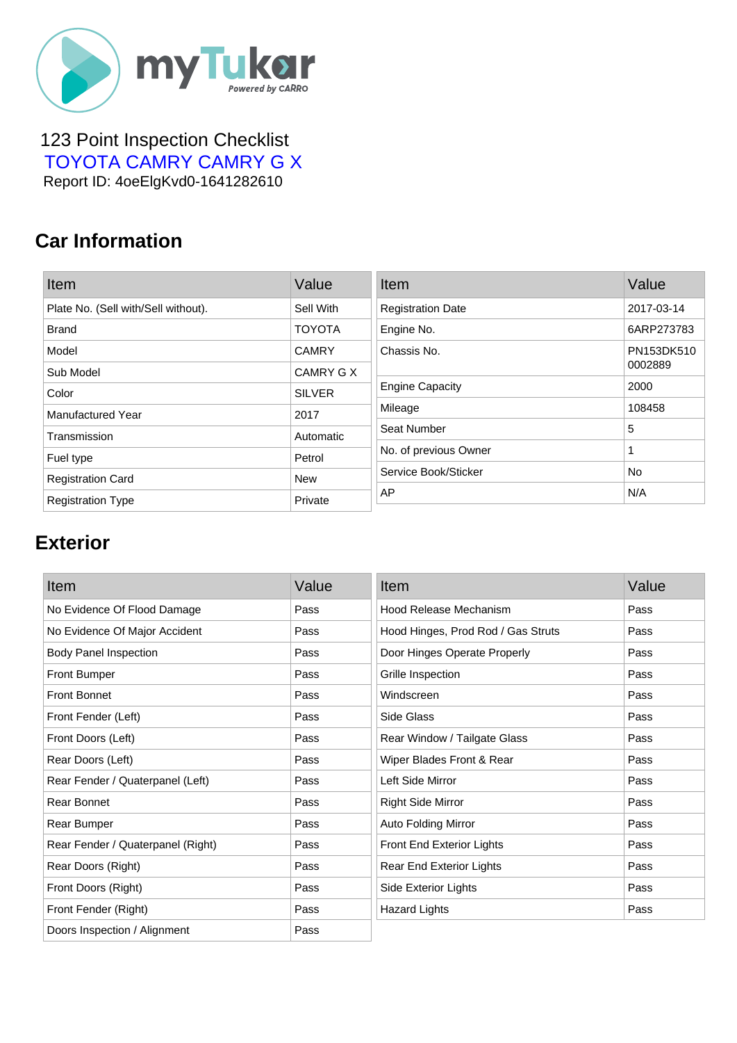myTukar
Powered by CARRO

123 Point Inspection Checklist

TOYOTA CAMRY CAMRY G X

Report ID: 4oeElgKvd0-1641282610

## Car Information

| Item | Value |
|---|---|
| Plate No. (Sell with/Sell without). | Sell With |
| Brand | TOYOTA |
| Model | CAMRY |
| Sub Model | CAMRY G X |
| Color | SILVER |
| Manufactured Year | 2017 |
| Transmission | Automatic |
| Fuel type | Petrol |
| Registration Card | New |
| Registration Type | Private |

| Item | Value |
|---|---|
| Registration Date | 2017-03-14 |
| Engine No. | 6ARP273783 |
| Chassis No. | PN153DK510 0002889 |
| Engine Capacity | 2000 |
| Mileage | 108458 |
| Seat Number | 5 |
| No. of previous Owner | 1 |
| Service Book/Sticker | No |
| AP | N/A |

## Exterior

| Item | Value |
|---|---|
| No Evidence Of Flood Damage | Pass |
| No Evidence Of Major Accident | Pass |
| Body Panel Inspection | Pass |
| Front Bumper | Pass |
| Front Bonnet | Pass |
| Front Fender (Left) | Pass |
| Front Doors (Left) | Pass |
| Rear Doors (Left) | Pass |
| Rear Fender / Quaterpanel (Left) | Pass |
| Rear Bonnet | Pass |
| Rear Bumper | Pass |
| Rear Fender / Quaterpanel (Right) | Pass |
| Rear Doors (Right) | Pass |
| Front Doors (Right) | Pass |
| Front Fender (Right) | Pass |
| Doors Inspection / Alignment | Pass |

| Item | Value |
|---|---|
| Hood Release Mechanism | Pass |
| Hood Hinges, Prod Rod / Gas Struts | Pass |
| Door Hinges Operate Properly | Pass |
| Grille Inspection | Pass |
| Windscreen | Pass |
| Side Glass | Pass |
| Rear Window / Tailgate Glass | Pass |
| Wiper Blades Front & Rear | Pass |
| Left Side Mirror | Pass |
| Right Side Mirror | Pass |
| Auto Folding Mirror | Pass |
| Front End Exterior Lights | Pass |
| Rear End Exterior Lights | Pass |
| Side Exterior Lights | Pass |
| Hazard Lights | Pass |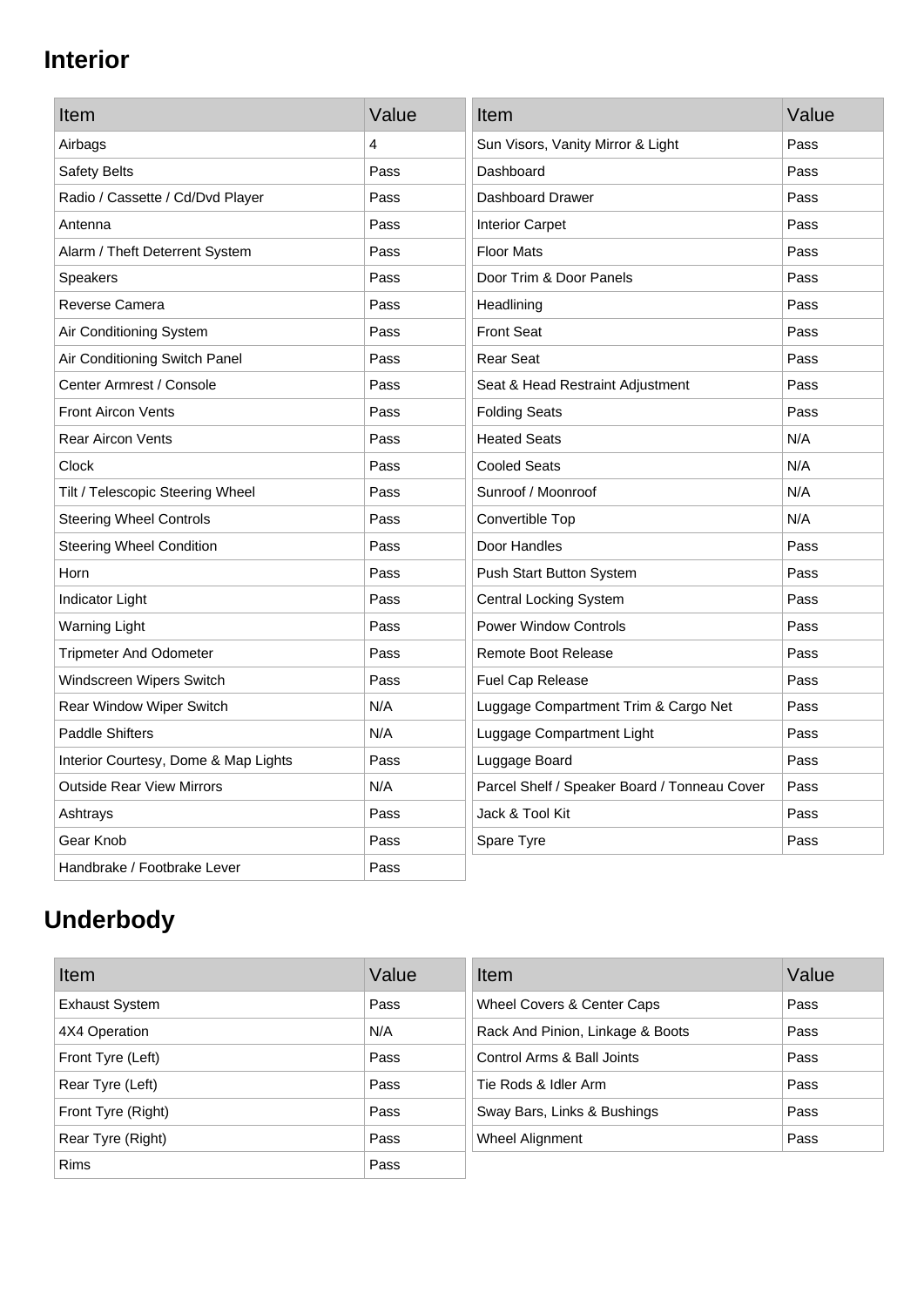## Interior

| Item | Value |
| --- | --- |
| Airbags | 4 |
| Safety Belts | Pass |
| Radio / Cassette / Cd/Dvd Player | Pass |
| Antenna | Pass |
| Alarm / Theft Deterrent System | Pass |
| Speakers | Pass |
| Reverse Camera | Pass |
| Air Conditioning System | Pass |
| Air Conditioning Switch Panel | Pass |
| Center Armrest / Console | Pass |
| Front Aircon Vents | Pass |
| Rear Aircon Vents | Pass |
| Clock | Pass |
| Tilt / Telescopic Steering Wheel | Pass |
| Steering Wheel Controls | Pass |
| Steering Wheel Condition | Pass |
| Horn | Pass |
| Indicator Light | Pass |
| Warning Light | Pass |
| Tripmeter And Odometer | Pass |
| Windscreen Wipers Switch | Pass |
| Rear Window Wiper Switch | N/A |
| Paddle Shifters | N/A |
| Interior Courtesy, Dome & Map Lights | Pass |
| Outside Rear View Mirrors | N/A |
| Ashtrays | Pass |
| Gear Knob | Pass |
| Handbrake / Footbrake Lever | Pass |

| Item | Value |
| --- | --- |
| Sun Visors, Vanity Mirror & Light | Pass |
| Dashboard | Pass |
| Dashboard Drawer | Pass |
| Interior Carpet | Pass |
| Floor Mats | Pass |
| Door Trim & Door Panels | Pass |
| Headlining | Pass |
| Front Seat | Pass |
| Rear Seat | Pass |
| Seat & Head Restraint Adjustment | Pass |
| Folding Seats | Pass |
| Heated Seats | N/A |
| Cooled Seats | N/A |
| Sunroof / Moonroof | N/A |
| Convertible Top | N/A |
| Door Handles | Pass |
| Push Start Button System | Pass |
| Central Locking System | Pass |
| Power Window Controls | Pass |
| Remote Boot Release | Pass |
| Fuel Cap Release | Pass |
| Luggage Compartment Trim & Cargo Net | Pass |
| Luggage Compartment Light | Pass |
| Luggage Board | Pass |
| Parcel Shelf / Speaker Board / Tonneau Cover | Pass |
| Jack & Tool Kit | Pass |
| Spare Tyre | Pass |

## Underbody

| Item | Value |
| --- | --- |
| Exhaust System | Pass |
| 4X4 Operation | N/A |
| Front Tyre (Left) | Pass |
| Rear Tyre (Left) | Pass |
| Front Tyre (Right) | Pass |
| Rear Tyre (Right) | Pass |
| Rims | Pass |

| Item | Value |
| --- | --- |
| Wheel Covers & Center Caps | Pass |
| Rack And Pinion, Linkage & Boots | Pass |
| Control Arms & Ball Joints | Pass |
| Tie Rods & Idler Arm | Pass |
| Sway Bars, Links & Bushings | Pass |
| Wheel Alignment | Pass |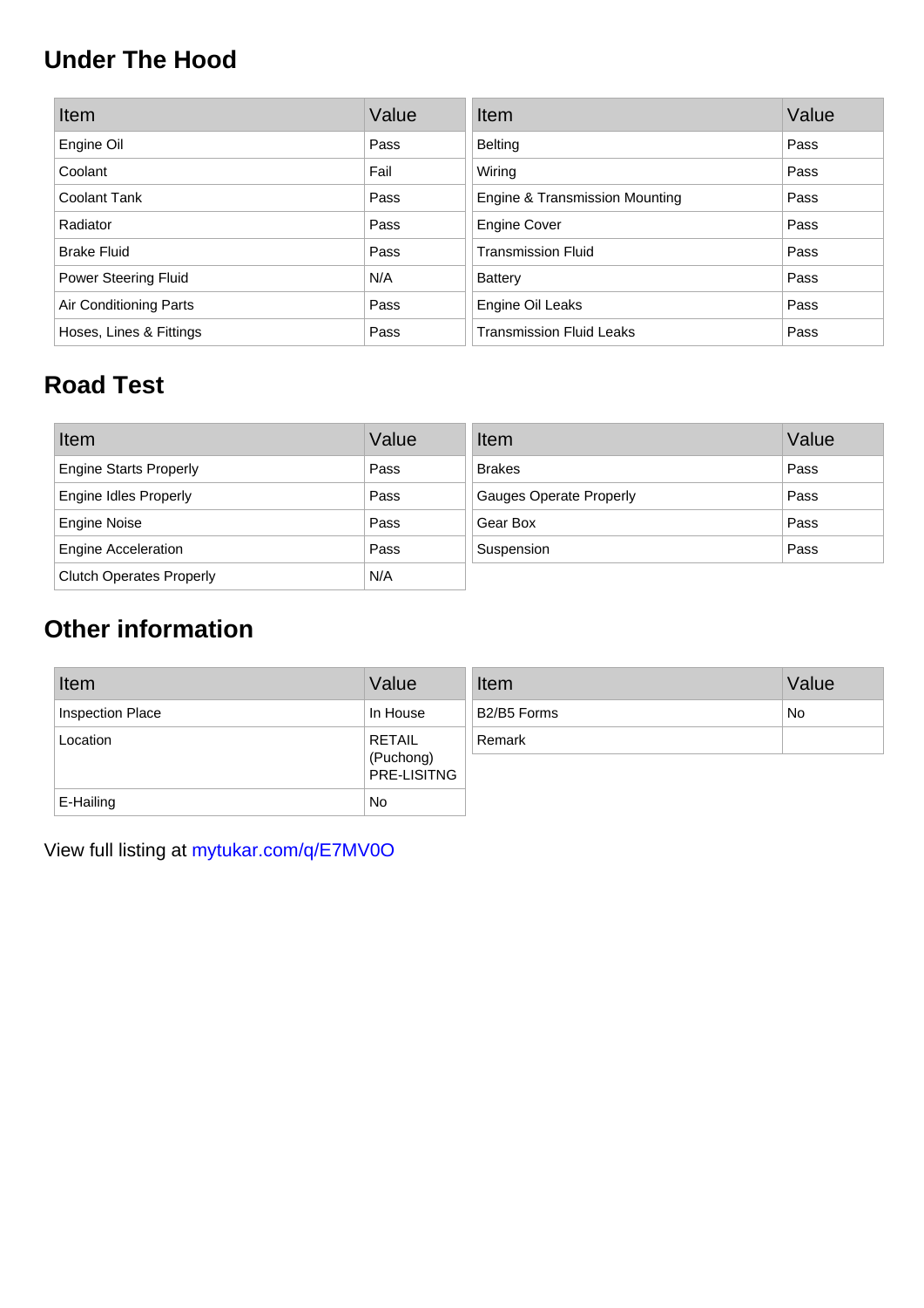## Under The Hood

| Item | Value |
|---|---|
| Engine Oil | Pass |
| Coolant | Fail |
| Coolant Tank | Pass |
| Radiator | Pass |
| Brake Fluid | Pass |
| Power Steering Fluid | N/A |
| Air Conditioning Parts | Pass |
| Hoses, Lines & Fittings | Pass |

| Item | Value |
|---|---|
| Belting | Pass |
| Wiring | Pass |
| Engine & Transmission Mounting | Pass |
| Engine Cover | Pass |
| Transmission Fluid | Pass |
| Battery | Pass |
| Engine Oil Leaks | Pass |
| Transmission Fluid Leaks | Pass |

## Road Test

| Item | Value |
|---|---|
| Engine Starts Properly | Pass |
| Engine Idles Properly | Pass |
| Engine Noise | Pass |
| Engine Acceleration | Pass |
| Clutch Operates Properly | N/A |

| Item | Value |
|---|---|
| Brakes | Pass |
| Gauges Operate Properly | Pass |
| Gear Box | Pass |
| Suspension | Pass |

## Other information

| Item | Value |
|---|---|
| Inspection Place | In House |
| Location | RETAIL (Puchong) PRE-LISITNG |
| E-Hailing | No |

| Item | Value |
|---|---|
| B2/B5 Forms | No |
| Remark | |

View full listing at mytukar.com/q/E7MV0O